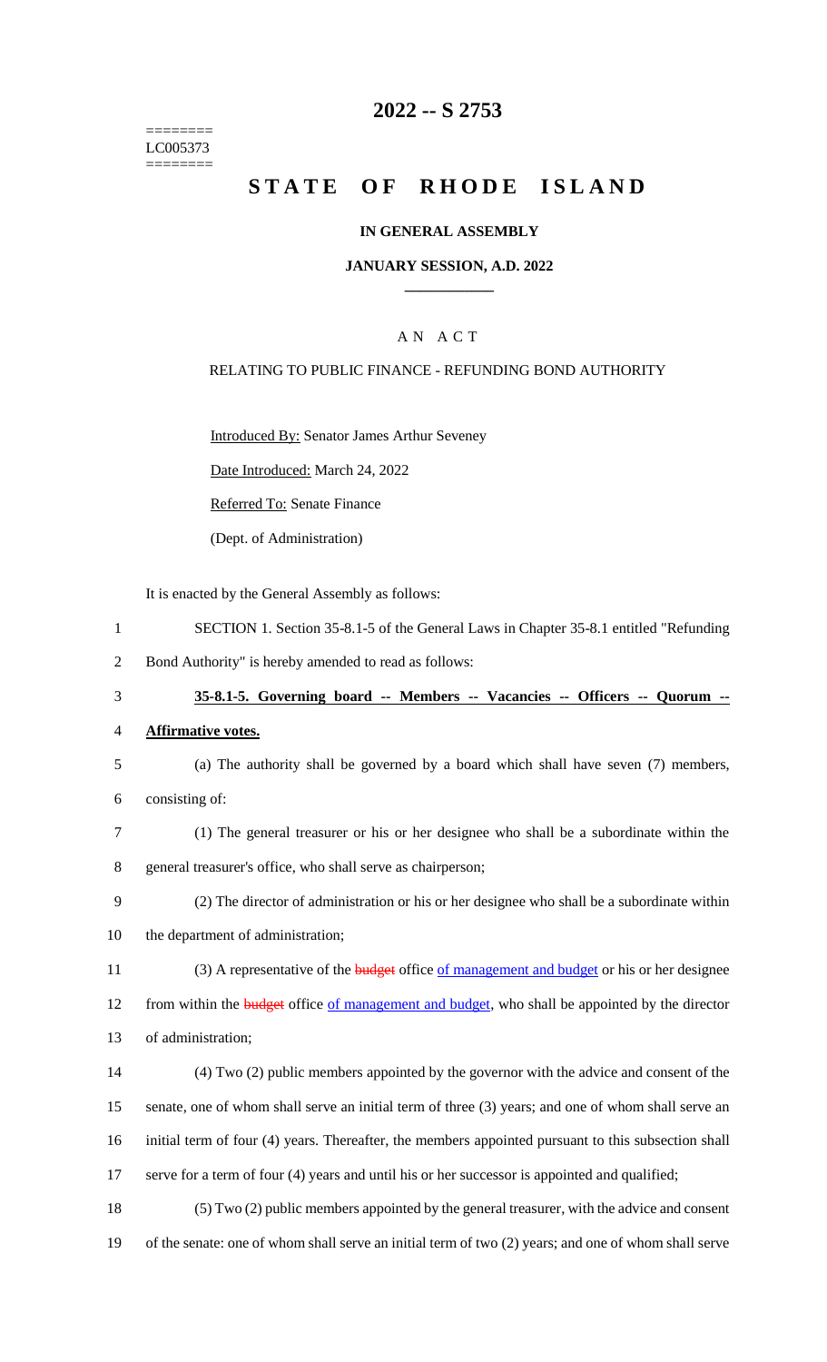========
LC005373
========

# 2022 -- S 2753

# STATE OF RHODE ISLAND

**IN GENERAL ASSEMBLY**

**JANUARY SESSION, A.D. 2022**

A N A C T

RELATING TO PUBLIC FINANCE - REFUNDING BOND AUTHORITY

Introduced By: Senator James Arthur Seveney

Date Introduced: March 24, 2022

Referred To: Senate Finance

(Dept. of Administration)

It is enacted by the General Assembly as follows:

1 SECTION 1. Section 35-8.1-5 of the General Laws in Chapter 35-8.1 entitled "Refunding
2 Bond Authority" is hereby amended to read as follows:

3 **35-8.1-5. Governing board -- Members -- Vacancies -- Officers -- Quorum --**
4 **Affirmative votes.**

5 (a) The authority shall be governed by a board which shall have seven (7) members,
6 consisting of:

7 (1) The general treasurer or his or her designee who shall be a subordinate within the
8 general treasurer's office, who shall serve as chairperson;

9 (2) The director of administration or his or her designee who shall be a subordinate within
10 the department of administration;

11 (3) A representative of the ~~budget~~ office <u>of management and budget</u> or his or her designee
12 from within the ~~budget~~ office <u>of management and budget</u>, who shall be appointed by the director
13 of administration;

14 (4) Two (2) public members appointed by the governor with the advice and consent of the
15 senate, one of whom shall serve an initial term of three (3) years; and one of whom shall serve an
16 initial term of four (4) years. Thereafter, the members appointed pursuant to this subsection shall
17 serve for a term of four (4) years and until his or her successor is appointed and qualified;

18 (5) Two (2) public members appointed by the general treasurer, with the advice and consent
19 of the senate: one of whom shall serve an initial term of two (2) years; and one of whom shall serve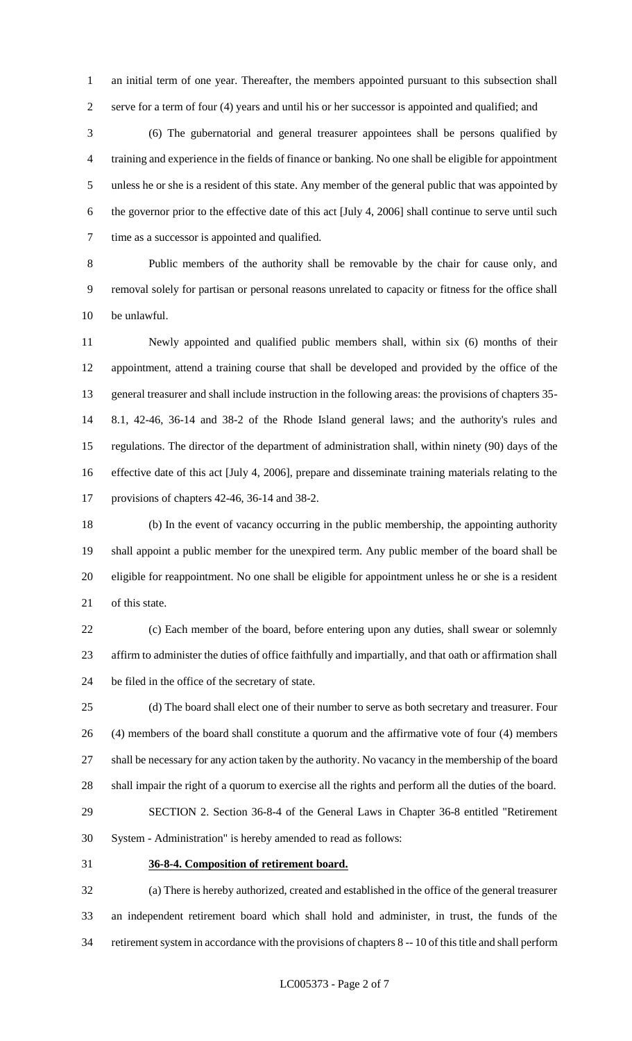an initial term of one year. Thereafter, the members appointed pursuant to this subsection shall serve for a term of four (4) years and until his or her successor is appointed and qualified; and

(6) The gubernatorial and general treasurer appointees shall be persons qualified by training and experience in the fields of finance or banking. No one shall be eligible for appointment unless he or she is a resident of this state. Any member of the general public that was appointed by the governor prior to the effective date of this act [July 4, 2006] shall continue to serve until such time as a successor is appointed and qualified.

Public members of the authority shall be removable by the chair for cause only, and removal solely for partisan or personal reasons unrelated to capacity or fitness for the office shall be unlawful.

Newly appointed and qualified public members shall, within six (6) months of their appointment, attend a training course that shall be developed and provided by the office of the general treasurer and shall include instruction in the following areas: the provisions of chapters 35-8.1, 42-46, 36-14 and 38-2 of the Rhode Island general laws; and the authority's rules and regulations. The director of the department of administration shall, within ninety (90) days of the effective date of this act [July 4, 2006], prepare and disseminate training materials relating to the provisions of chapters 42-46, 36-14 and 38-2.

(b) In the event of vacancy occurring in the public membership, the appointing authority shall appoint a public member for the unexpired term. Any public member of the board shall be eligible for reappointment. No one shall be eligible for appointment unless he or she is a resident of this state.

(c) Each member of the board, before entering upon any duties, shall swear or solemnly affirm to administer the duties of office faithfully and impartially, and that oath or affirmation shall be filed in the office of the secretary of state.

(d) The board shall elect one of their number to serve as both secretary and treasurer. Four (4) members of the board shall constitute a quorum and the affirmative vote of four (4) members shall be necessary for any action taken by the authority. No vacancy in the membership of the board shall impair the right of a quorum to exercise all the rights and perform all the duties of the board.

SECTION 2. Section 36-8-4 of the General Laws in Chapter 36-8 entitled "Retirement System - Administration" is hereby amended to read as follows:

**36-8-4. Composition of retirement board.**

(a) There is hereby authorized, created and established in the office of the general treasurer an independent retirement board which shall hold and administer, in trust, the funds of the retirement system in accordance with the provisions of chapters 8 -- 10 of this title and shall perform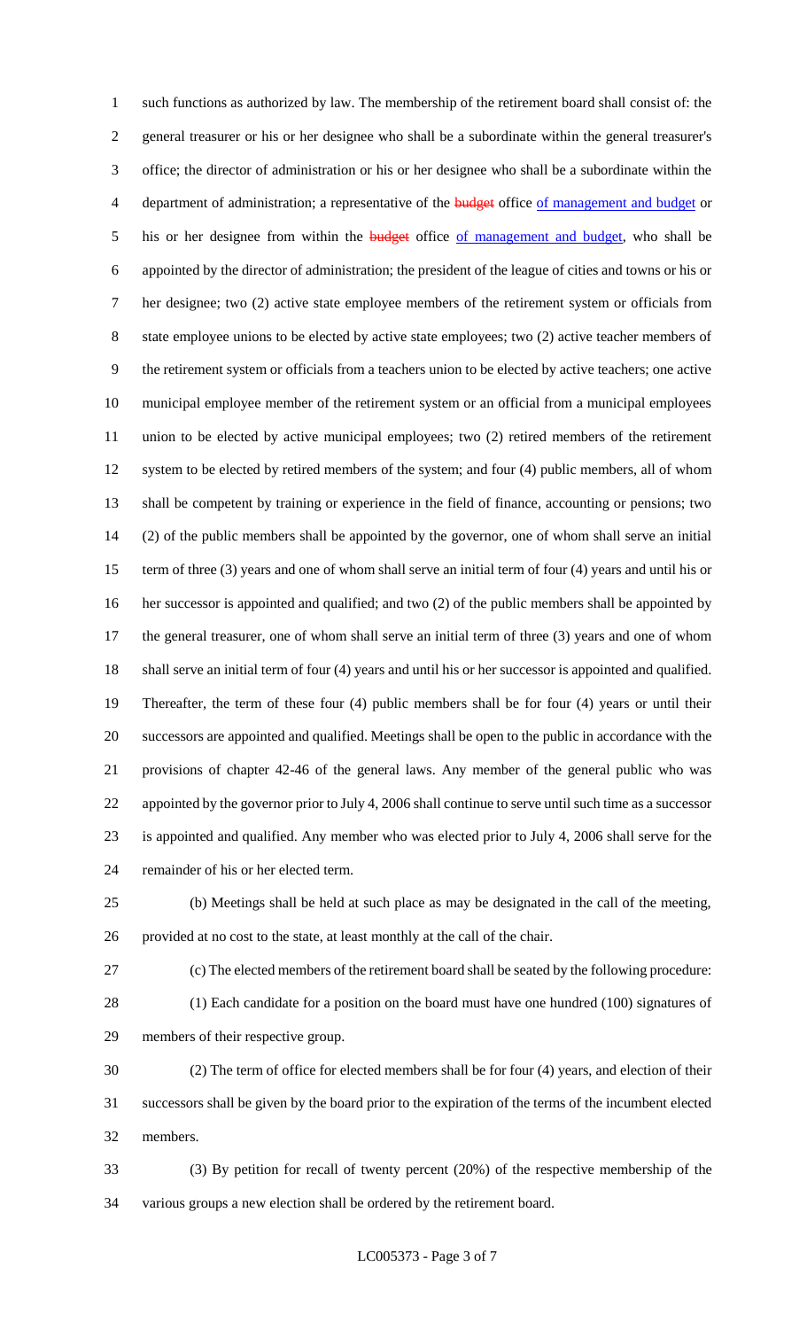such functions as authorized by law. The membership of the retirement board shall consist of: the general treasurer or his or her designee who shall be a subordinate within the general treasurer's office; the director of administration or his or her designee who shall be a subordinate within the department of administration; a representative of the ~~budget~~ office of management and budget or his or her designee from within the ~~budget~~ office of management and budget, who shall be appointed by the director of administration; the president of the league of cities and towns or his or her designee; two (2) active state employee members of the retirement system or officials from state employee unions to be elected by active state employees; two (2) active teacher members of the retirement system or officials from a teachers union to be elected by active teachers; one active municipal employee member of the retirement system or an official from a municipal employees union to be elected by active municipal employees; two (2) retired members of the retirement system to be elected by retired members of the system; and four (4) public members, all of whom shall be competent by training or experience in the field of finance, accounting or pensions; two (2) of the public members shall be appointed by the governor, one of whom shall serve an initial term of three (3) years and one of whom shall serve an initial term of four (4) years and until his or her successor is appointed and qualified; and two (2) of the public members shall be appointed by the general treasurer, one of whom shall serve an initial term of three (3) years and one of whom shall serve an initial term of four (4) years and until his or her successor is appointed and qualified. Thereafter, the term of these four (4) public members shall be for four (4) years or until their successors are appointed and qualified. Meetings shall be open to the public in accordance with the provisions of chapter 42-46 of the general laws. Any member of the general public who was appointed by the governor prior to July 4, 2006 shall continue to serve until such time as a successor is appointed and qualified. Any member who was elected prior to July 4, 2006 shall serve for the remainder of his or her elected term.

(b) Meetings shall be held at such place as may be designated in the call of the meeting, provided at no cost to the state, at least monthly at the call of the chair.

(c) The elected members of the retirement board shall be seated by the following procedure:

(1) Each candidate for a position on the board must have one hundred (100) signatures of members of their respective group.

(2) The term of office for elected members shall be for four (4) years, and election of their successors shall be given by the board prior to the expiration of the terms of the incumbent elected members.

(3) By petition for recall of twenty percent (20%) of the respective membership of the various groups a new election shall be ordered by the retirement board.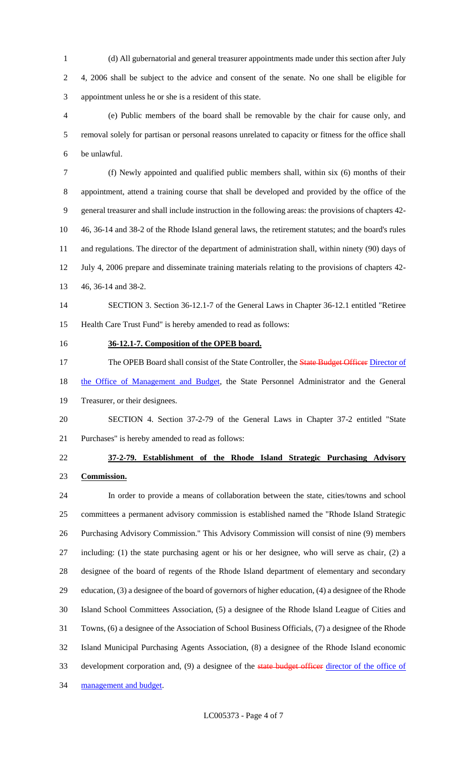(d) All gubernatorial and general treasurer appointments made under this section after July 4, 2006 shall be subject to the advice and consent of the senate. No one shall be eligible for appointment unless he or she is a resident of this state.

(e) Public members of the board shall be removable by the chair for cause only, and removal solely for partisan or personal reasons unrelated to capacity or fitness for the office shall be unlawful.

(f) Newly appointed and qualified public members shall, within six (6) months of their appointment, attend a training course that shall be developed and provided by the office of the general treasurer and shall include instruction in the following areas: the provisions of chapters 42-46, 36-14 and 38-2 of the Rhode Island general laws, the retirement statutes; and the board's rules and regulations. The director of the department of administration shall, within ninety (90) days of July 4, 2006 prepare and disseminate training materials relating to the provisions of chapters 42-46, 36-14 and 38-2.

SECTION 3. Section 36-12.1-7 of the General Laws in Chapter 36-12.1 entitled "Retiree Health Care Trust Fund" is hereby amended to read as follows:

**36-12.1-7. Composition of the OPEB board.**

The OPEB Board shall consist of the State Controller, the ~~State Budget Officer~~ Director of the Office of Management and Budget, the State Personnel Administrator and the General Treasurer, or their designees.

SECTION 4. Section 37-2-79 of the General Laws in Chapter 37-2 entitled "State Purchases" is hereby amended to read as follows:

**37-2-79. Establishment of the Rhode Island Strategic Purchasing Advisory Commission.**

In order to provide a means of collaboration between the state, cities/towns and school committees a permanent advisory commission is established named the "Rhode Island Strategic Purchasing Advisory Commission." This Advisory Commission will consist of nine (9) members including: (1) the state purchasing agent or his or her designee, who will serve as chair, (2) a designee of the board of regents of the Rhode Island department of elementary and secondary education, (3) a designee of the board of governors of higher education, (4) a designee of the Rhode Island School Committees Association, (5) a designee of the Rhode Island League of Cities and Towns, (6) a designee of the Association of School Business Officials, (7) a designee of the Rhode Island Municipal Purchasing Agents Association, (8) a designee of the Rhode Island economic development corporation and, (9) a designee of the ~~state budget officer~~ director of the office of management and budget.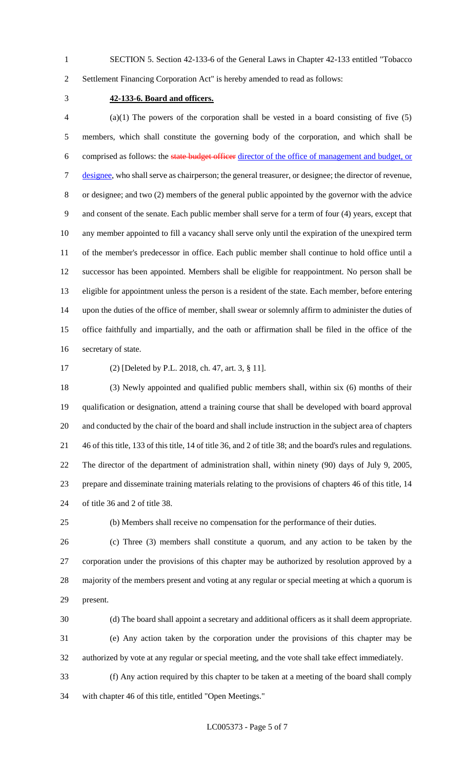SECTION 5. Section 42-133-6 of the General Laws in Chapter 42-133 entitled "Tobacco Settlement Financing Corporation Act" is hereby amended to read as follows:

**42-133-6. Board and officers.**

(a)(1) The powers of the corporation shall be vested in a board consisting of five (5) members, which shall constitute the governing body of the corporation, and which shall be comprised as follows: the ~~state budget officer~~ director of the office of management and budget, or designee, who shall serve as chairperson; the general treasurer, or designee; the director of revenue, or designee; and two (2) members of the general public appointed by the governor with the advice and consent of the senate. Each public member shall serve for a term of four (4) years, except that any member appointed to fill a vacancy shall serve only until the expiration of the unexpired term of the member's predecessor in office. Each public member shall continue to hold office until a successor has been appointed. Members shall be eligible for reappointment. No person shall be eligible for appointment unless the person is a resident of the state. Each member, before entering upon the duties of the office of member, shall swear or solemnly affirm to administer the duties of office faithfully and impartially, and the oath or affirmation shall be filed in the office of the secretary of state.

(2) [Deleted by P.L. 2018, ch. 47, art. 3, § 11].

(3) Newly appointed and qualified public members shall, within six (6) months of their qualification or designation, attend a training course that shall be developed with board approval and conducted by the chair of the board and shall include instruction in the subject area of chapters 46 of this title, 133 of this title, 14 of title 36, and 2 of title 38; and the board's rules and regulations. The director of the department of administration shall, within ninety (90) days of July 9, 2005, prepare and disseminate training materials relating to the provisions of chapters 46 of this title, 14 of title 36 and 2 of title 38.

(b) Members shall receive no compensation for the performance of their duties.

(c) Three (3) members shall constitute a quorum, and any action to be taken by the corporation under the provisions of this chapter may be authorized by resolution approved by a majority of the members present and voting at any regular or special meeting at which a quorum is present.

(d) The board shall appoint a secretary and additional officers as it shall deem appropriate.

(e) Any action taken by the corporation under the provisions of this chapter may be authorized by vote at any regular or special meeting, and the vote shall take effect immediately.

(f) Any action required by this chapter to be taken at a meeting of the board shall comply with chapter 46 of this title, entitled "Open Meetings."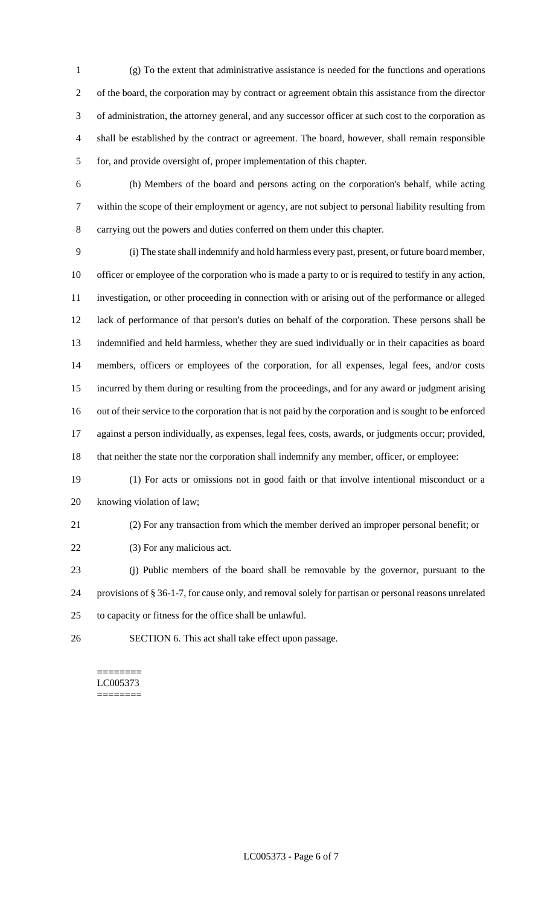(g) To the extent that administrative assistance is needed for the functions and operations of the board, the corporation may by contract or agreement obtain this assistance from the director of administration, the attorney general, and any successor officer at such cost to the corporation as shall be established by the contract or agreement. The board, however, shall remain responsible for, and provide oversight of, proper implementation of this chapter.

(h) Members of the board and persons acting on the corporation's behalf, while acting within the scope of their employment or agency, are not subject to personal liability resulting from carrying out the powers and duties conferred on them under this chapter.

(i) The state shall indemnify and hold harmless every past, present, or future board member, officer or employee of the corporation who is made a party to or is required to testify in any action, investigation, or other proceeding in connection with or arising out of the performance or alleged lack of performance of that person's duties on behalf of the corporation. These persons shall be indemnified and held harmless, whether they are sued individually or in their capacities as board members, officers or employees of the corporation, for all expenses, legal fees, and/or costs incurred by them during or resulting from the proceedings, and for any award or judgment arising out of their service to the corporation that is not paid by the corporation and is sought to be enforced against a person individually, as expenses, legal fees, costs, awards, or judgments occur; provided, that neither the state nor the corporation shall indemnify any member, officer, or employee:

(1) For acts or omissions not in good faith or that involve intentional misconduct or a knowing violation of law;

(2) For any transaction from which the member derived an improper personal benefit; or

(3) For any malicious act.

(j) Public members of the board shall be removable by the governor, pursuant to the provisions of § 36-1-7, for cause only, and removal solely for partisan or personal reasons unrelated to capacity or fitness for the office shall be unlawful.

SECTION 6. This act shall take effect upon passage.

========
LC005373
========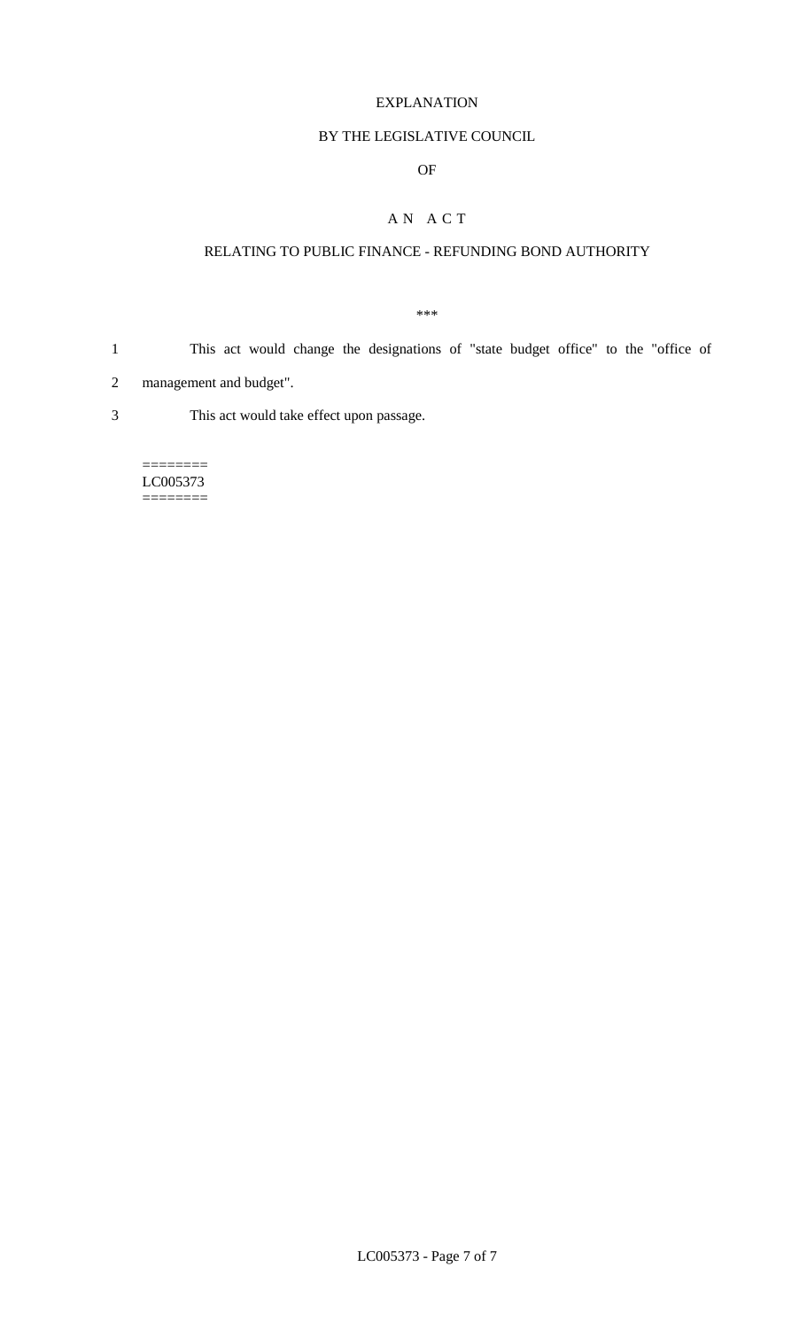EXPLANATION

BY THE LEGISLATIVE COUNCIL

OF

A N A C T

RELATING TO PUBLIC FINANCE - REFUNDING BOND AUTHORITY

\*\*\*

1 This act would change the designations of "state budget office" to the "office of

2 management and budget".

3 This act would take effect upon passage.

========
LC005373
========